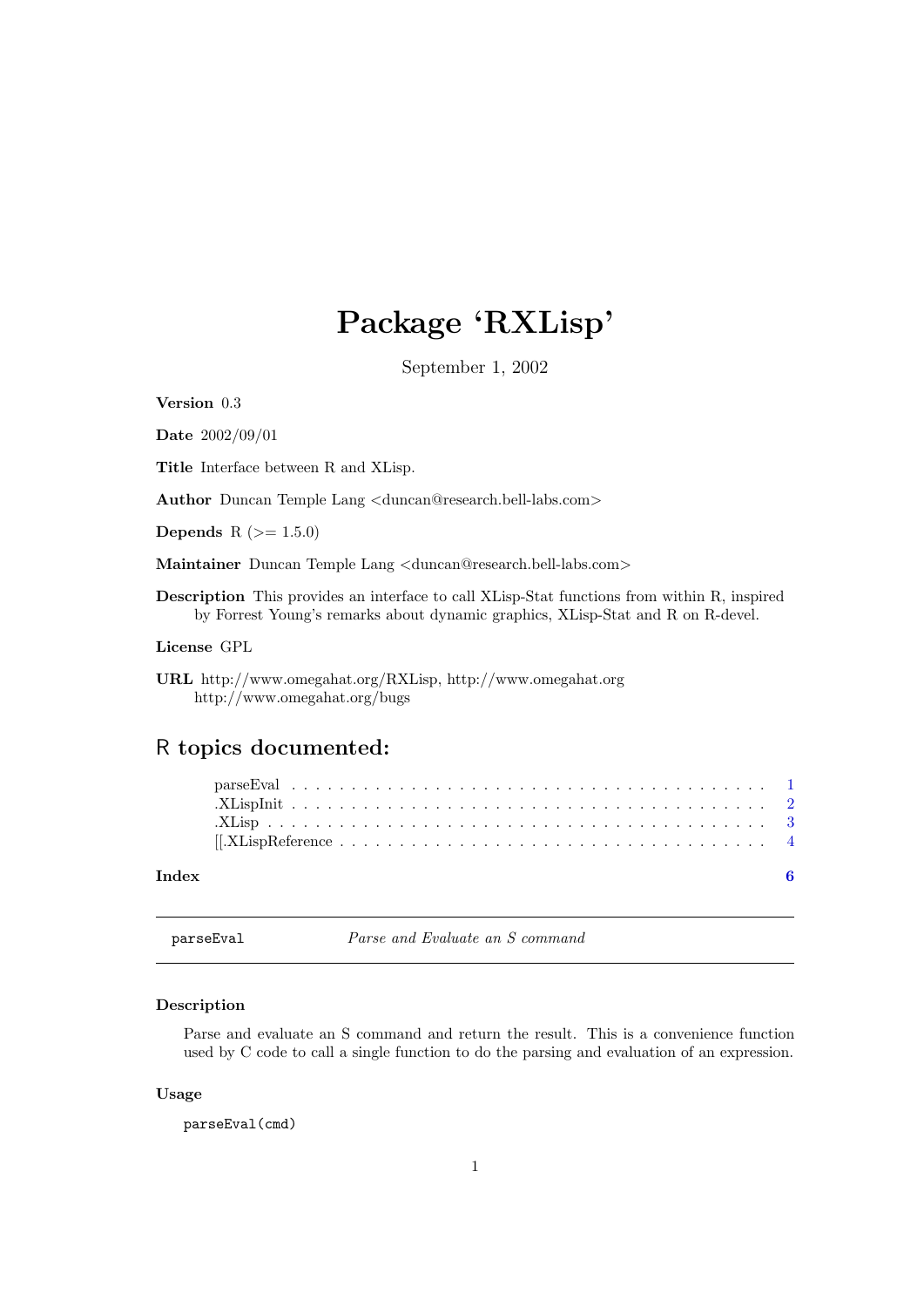# Package 'RXLisp'

September 1, 2002

**Version** 0.3

**Date** 2002/09/01

**Title** Interface between R and XLisp.

**Author** Duncan Temple Lang <duncan@research.bell-labs.com>

**Depends** R (>= 1.5.0)

**Maintainer** Duncan Temple Lang <duncan@research.bell-labs.com>

**Description** This provides an interface to call XLisp-Stat functions from within R, inspired by Forrest Young's remarks about dynamic graphics, XLisp-Stat and R on R-devel.

**License** GPL

**URL** http://www.omegahat.org/RXLisp, http://www.omegahat.org http://www.omegahat.org/bugs

## R topics documented:

- parseEval . . . . . . . . . . . . . . . . . . . . . . . . . . . . . . . . . . . . . . . . 1
- .XLispInit . . . . . . . . . . . . . . . . . . . . . . . . . . . . . . . . . . . . . . . . 2
- .XLisp . . . . . . . . . . . . . . . . . . . . . . . . . . . . . . . . . . . . . . . . . . 3
- [[.XLispReference . . . . . . . . . . . . . . . . . . . . . . . . . . . . . . . . . . . 4

**Index** 6

---

`parseEval` *Parse and Evaluate an S command*

---

### Description

Parse and evaluate an S command and return the result. This is a convenience function used by C code to call a single function to do the parsing and evaluation of an expression.

### Usage

```
parseEval(cmd)
```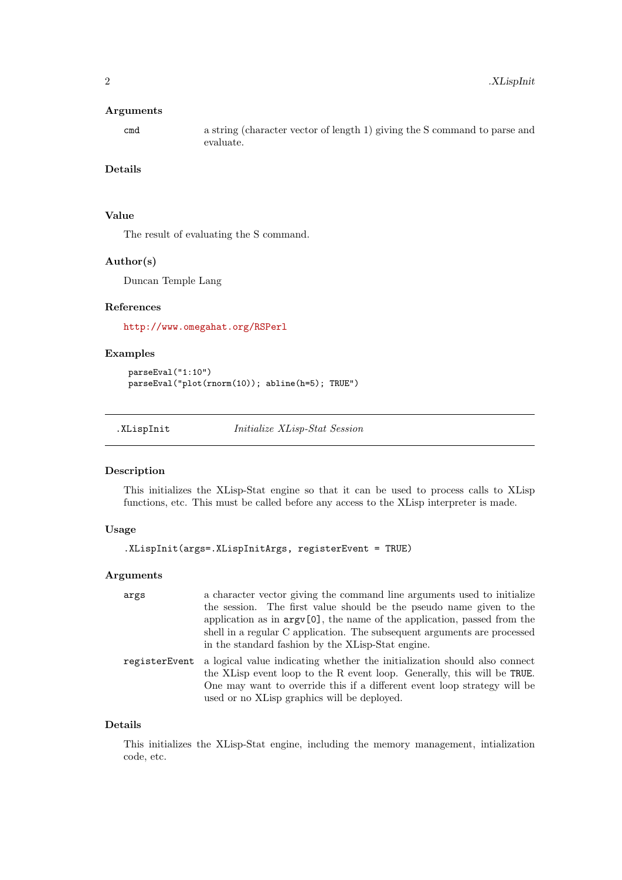### Arguments

| | |
|---|---|
| `cmd` | a string (character vector of length 1) giving the S command to parse and evaluate. |

### Details

### Value

The result of evaluating the S command.

### Author(s)

Duncan Temple Lang

### References

http://www.omegahat.org/RSPerl

### Examples

```
parseEval("1:10")
parseEval("plot(rnorm(10)); abline(h=5); TRUE")
```

---

## .XLispInit — *Initialize XLisp-Stat Session*

---

### Description

This initializes the XLisp-Stat engine so that it can be used to process calls to XLisp functions, etc. This must be called before any access to the XLisp interpreter is made.

### Usage

```
.XLispInit(args=.XLispInitArgs, registerEvent = TRUE)
```

### Arguments

| | |
|---|---|
| `args` | a character vector giving the command line arguments used to initialize the session. The first value should be the pseudo name given to the application as in `argv[0]`, the name of the application, passed from the shell in a regular C application. The subsequent arguments are processed in the standard fashion by the XLisp-Stat engine. |
| `registerEvent` | a logical value indicating whether the initialization should also connect the XLisp event loop to the R event loop. Generally, this will be `TRUE`. One may want to override this if a different event loop strategy will be used or no XLisp graphics will be deployed. |

### Details

This initializes the XLisp-Stat engine, including the memory management, intialization code, etc.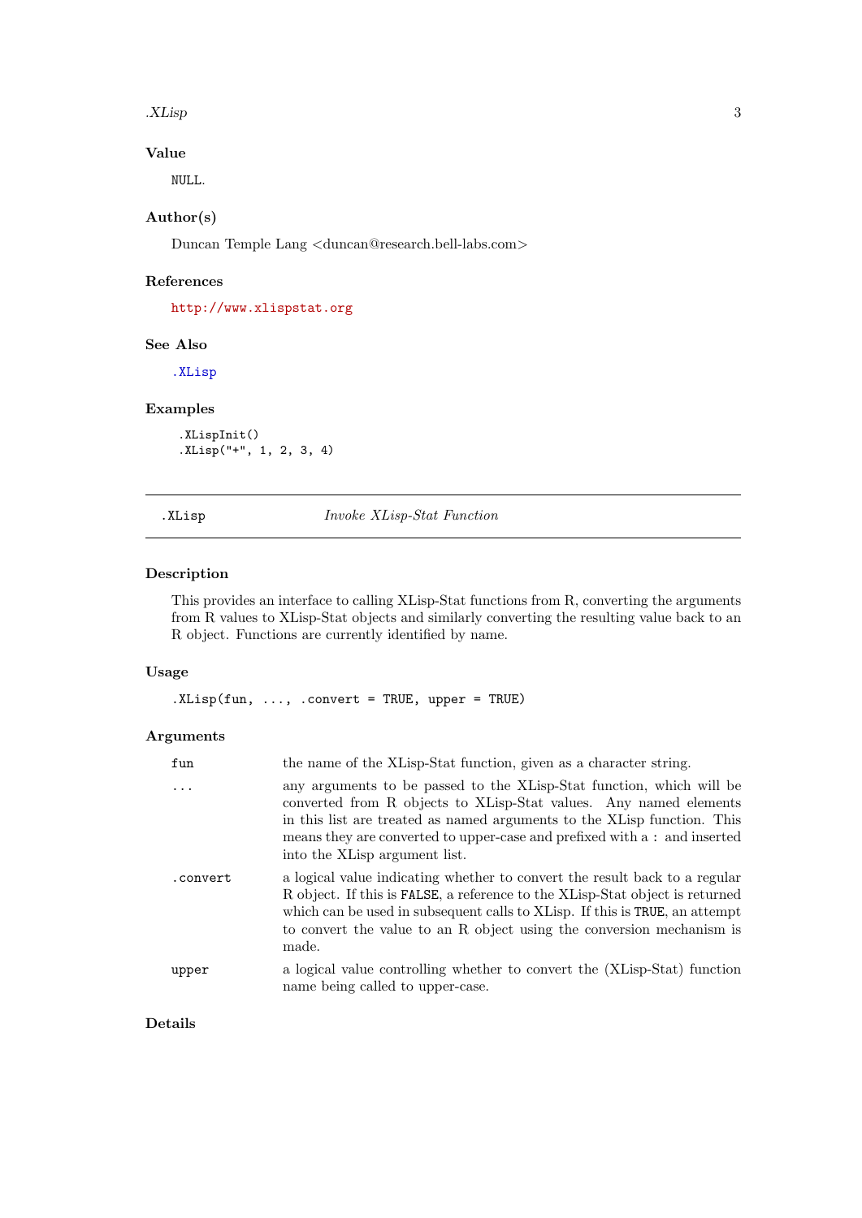### Value

NULL.

### Author(s)

Duncan Temple Lang <duncan@research.bell-labs.com>

### References

http://www.xlispstat.org

### See Also

.XLisp

### Examples

```
.XLispInit()
.XLisp("+", 1, 2, 3, 4)
```

---

## .XLisp — *Invoke XLisp-Stat Function*

---

### Description

This provides an interface to calling XLisp-Stat functions from R, converting the arguments from R values to XLisp-Stat objects and similarly converting the resulting value back to an R object. Functions are currently identified by name.

### Usage

```
.XLisp(fun, ..., .convert = TRUE, upper = TRUE)
```

### Arguments

| | |
|---|---|
| `fun` | the name of the XLisp-Stat function, given as a character string. |
| `...` | any arguments to be passed to the XLisp-Stat function, which will be converted from R objects to XLisp-Stat values. Any named elements in this list are treated as named arguments to the XLisp function. This means they are converted to upper-case and prefixed with a `:` and inserted into the XLisp argument list. |
| `.convert` | a logical value indicating whether to convert the result back to a regular R object. If this is `FALSE`, a reference to the XLisp-Stat object is returned which can be used in subsequent calls to XLisp. If this is `TRUE`, an attempt to convert the value to an R object using the conversion mechanism is made. |
| `upper` | a logical value controlling whether to convert the (XLisp-Stat) function name being called to upper-case. |

### Details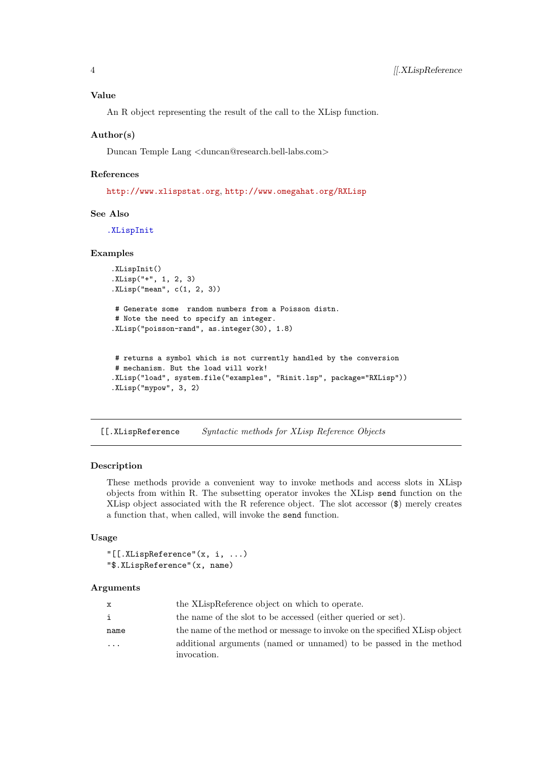### Value

An R object representing the result of the call to the XLisp function.

### Author(s)

Duncan Temple Lang <duncan@research.bell-labs.com>

### References

http://www.xlispstat.org, http://www.omegahat.org/RXLisp

### See Also

.XLispInit

### Examples

```
.XLispInit()
.XLisp("+", 1, 2, 3)
.XLisp("mean", c(1, 2, 3))

 # Generate some  random numbers from a Poisson distn.
 # Note the need to specify an integer.
.XLisp("poisson-rand", as.integer(30), 1.8)


 # returns a symbol which is not currently handled by the conversion
 # mechanism. But the load will work!
.XLisp("load", system.file("examples", "Rinit.lsp", package="RXLisp"))
.XLisp("mypow", 3, 2)
```

---

## [[.XLispReference    *Syntactic methods for XLisp Reference Objects*

---

### Description

These methods provide a convenient way to invoke methods and access slots in XLisp objects from within R. The subsetting operator invokes the XLisp `send` function on the XLisp object associated with the R reference object. The slot accessor ($) merely creates a function that, when called, will invoke the `send` function.

### Usage

```
"[[.XLispReference"(x, i, ...)
"$.XLispReference"(x, name)
```

### Arguments

| | |
|---|---|
| `x` | the XLispReference object on which to operate. |
| `i` | the name of the slot to be accessed (either queried or set). |
| `name` | the name of the method or message to invoke on the specified XLisp object |
| `...` | additional arguments (named or unnamed) to be passed in the method invocation. |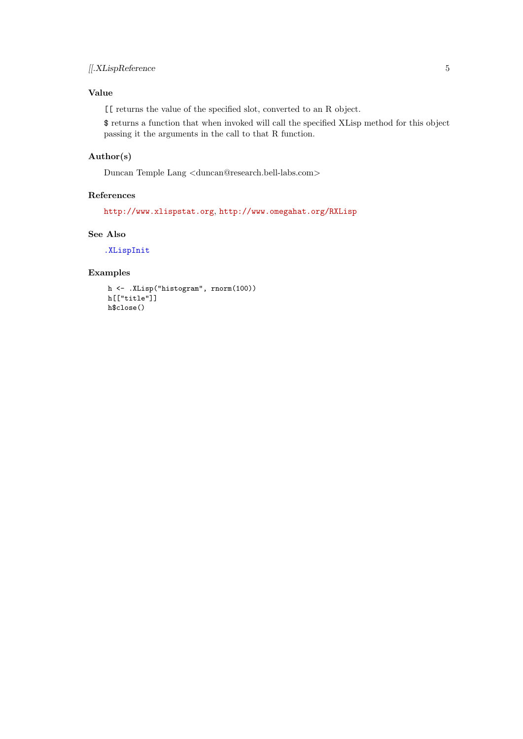### Value

`[[` returns the value of the specified slot, converted to an R object.

`$` returns a function that when invoked will call the specified XLisp method for this object passing it the arguments in the call to that R function.

### Author(s)

Duncan Temple Lang <duncan@research.bell-labs.com>

### References

http://www.xlispstat.org, http://www.omegahat.org/RXLisp

### See Also

`.XLispInit`

### Examples

```
h <- .XLisp("histogram", rnorm(100))
h[["title"]]
h$close()
```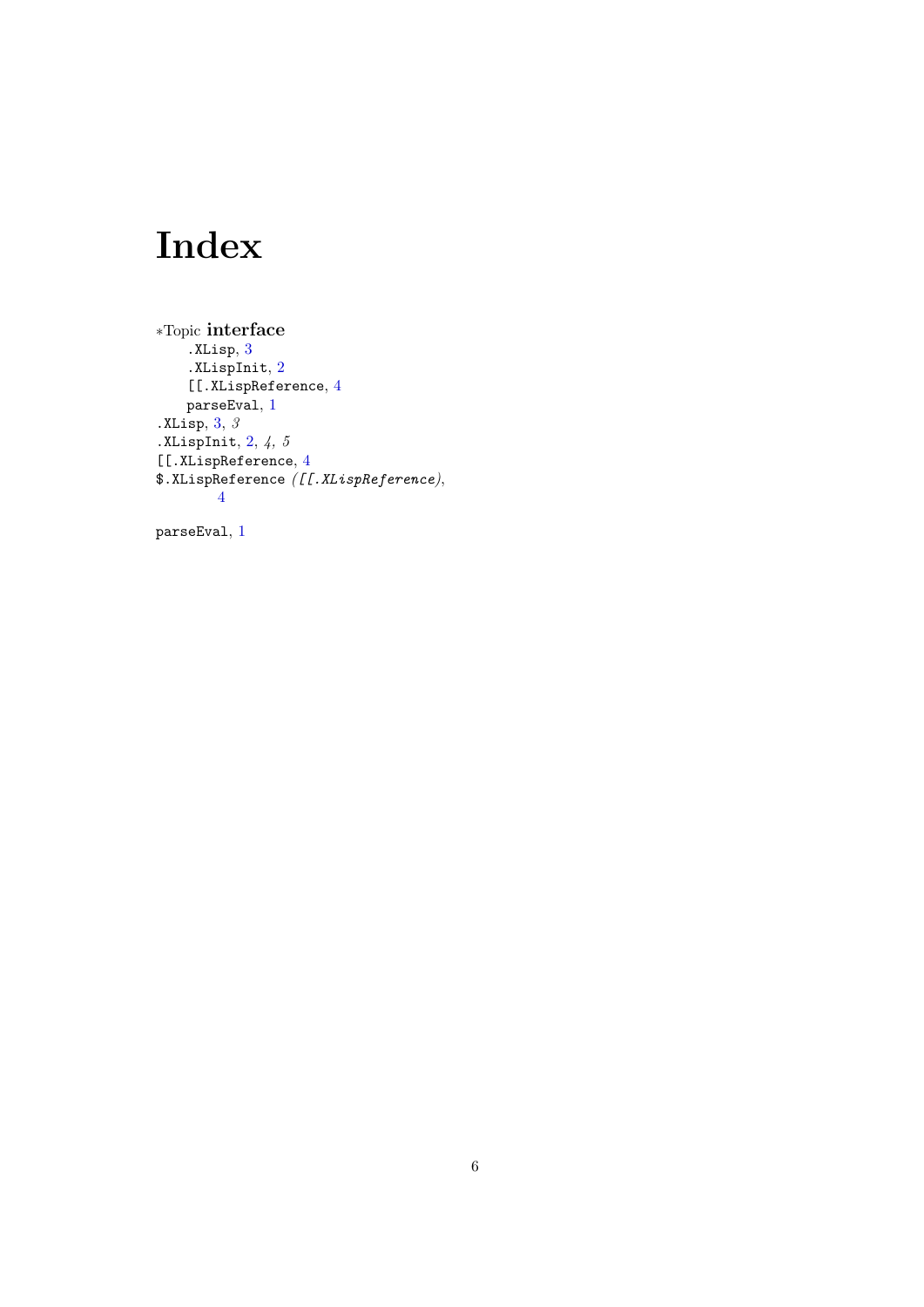# Index

*Topic **interface**
- .XLisp, 3
- .XLispInit, 2
- [[.XLispReference, 4
- parseEval, 1

.XLisp, 3, *3*
.XLispInit, 2, *4*, *5*
[[.XLispReference, 4
$.XLispReference *([[.XLispReference)*, 4

parseEval, 1